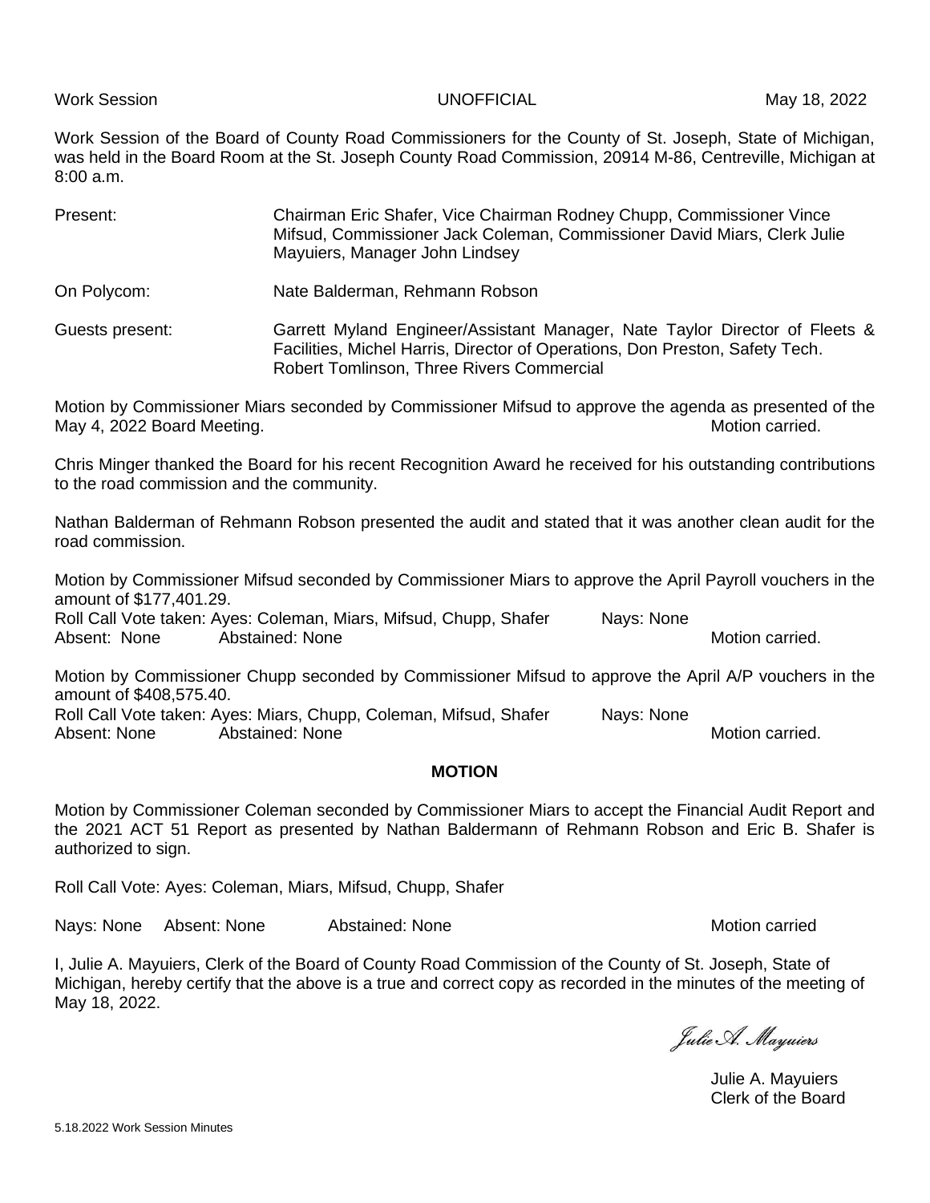Work Session UNOFFICIAL May 18, 2022

Work Session of the Board of County Road Commissioners for the County of St. Joseph, State of Michigan, was held in the Board Room at the St. Joseph County Road Commission, 20914 M-86, Centreville, Michigan at 8:00 a.m.

Present: Chairman Eric Shafer, Vice Chairman Rodney Chupp, Commissioner Vince Mifsud, Commissioner Jack Coleman, Commissioner David Miars, Clerk Julie Mayuiers, Manager John Lindsey

On Polycom: Nate Balderman, Rehmann Robson

Guests present: Garrett Myland Engineer/Assistant Manager, Nate Taylor Director of Fleets & Facilities, Michel Harris, Director of Operations, Don Preston, Safety Tech. Robert Tomlinson, Three Rivers Commercial

Motion by Commissioner Miars seconded by Commissioner Mifsud to approve the agenda as presented of the May 4, 2022 Board Meeting. Motion carried.

Chris Minger thanked the Board for his recent Recognition Award he received for his outstanding contributions to the road commission and the community.

Nathan Balderman of Rehmann Robson presented the audit and stated that it was another clean audit for the road commission.

Motion by Commissioner Mifsud seconded by Commissioner Miars to approve the April Payroll vouchers in the amount of $177,401.29.
Roll Call Vote taken: Ayes: Coleman, Miars, Mifsud, Chupp, Shafer Nays: None
Absent: None Abstained: None Motion carried.

Motion by Commissioner Chupp seconded by Commissioner Mifsud to approve the April A/P vouchers in the amount of $408,575.40.
Roll Call Vote taken: Ayes: Miars, Chupp, Coleman, Mifsud, Shafer Nays: None
Absent: None Abstained: None Motion carried.

**MOTION**

Motion by Commissioner Coleman seconded by Commissioner Miars to accept the Financial Audit Report and the 2021 ACT 51 Report as presented by Nathan Baldermann of Rehmann Robson and Eric B. Shafer is authorized to sign.

Roll Call Vote: Ayes: Coleman, Miars, Mifsud, Chupp, Shafer

Nays: None Absent: None Abstained: None Motion carried

I, Julie A. Mayuiers, Clerk of the Board of County Road Commission of the County of St. Joseph, State of Michigan, hereby certify that the above is a true and correct copy as recorded in the minutes of the meeting of May 18, 2022.

*Julie A. Mayuiers*

Julie A. Mayuiers
Clerk of the Board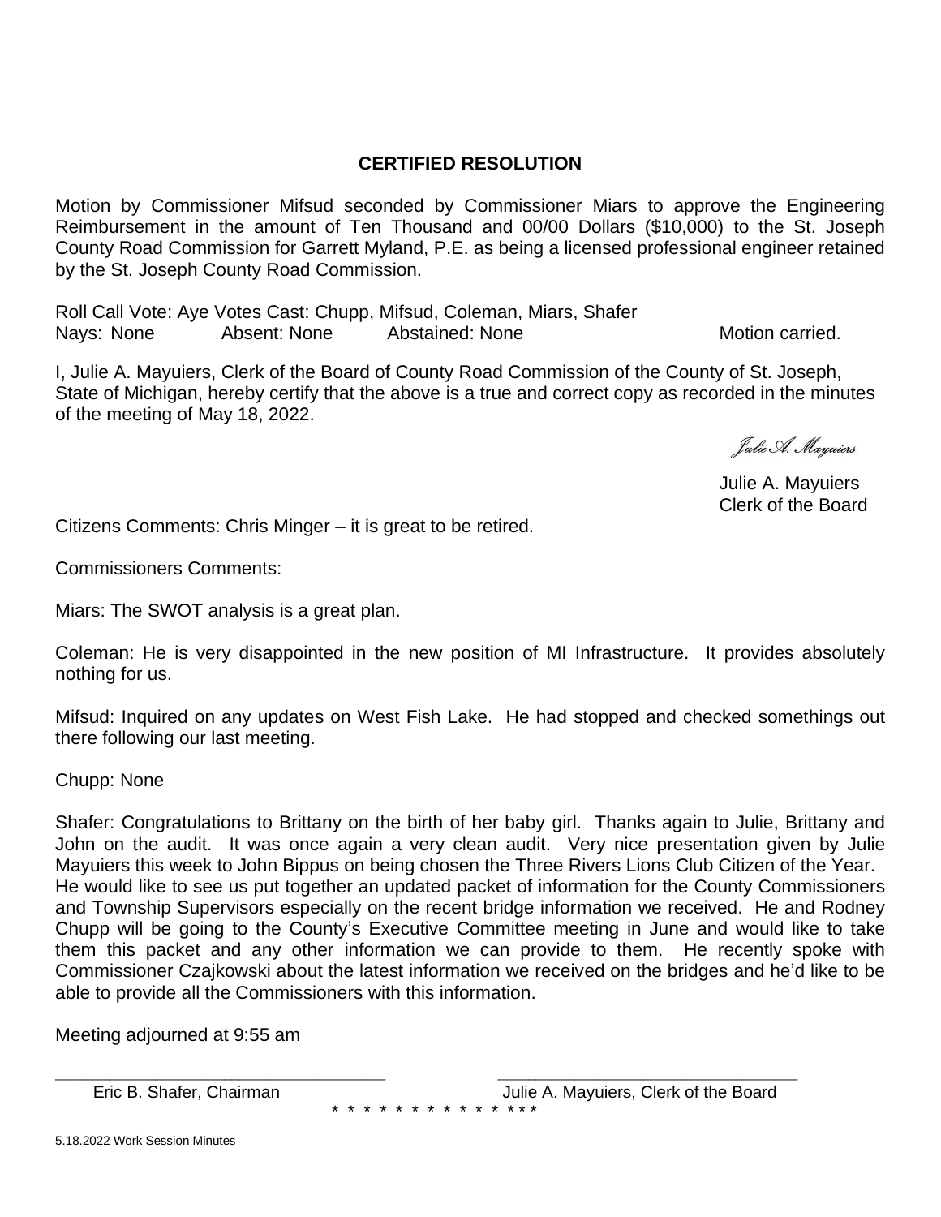**CERTIFIED RESOLUTION**

Motion by Commissioner Mifsud seconded by Commissioner Miars to approve the Engineering Reimbursement in the amount of Ten Thousand and 00/00 Dollars ($10,000) to the St. Joseph County Road Commission for Garrett Myland, P.E. as being a licensed professional engineer retained by the St. Joseph County Road Commission.

Roll Call Vote: Aye Votes Cast: Chupp, Mifsud, Coleman, Miars, Shafer
Nays: None Absent: None Abstained: None Motion carried.

I, Julie A. Mayuiers, Clerk of the Board of County Road Commission of the County of St. Joseph, State of Michigan, hereby certify that the above is a true and correct copy as recorded in the minutes of the meeting of May 18, 2022.

*Julie A. Mayuiers*

Julie A. Mayuiers
Clerk of the Board

Citizens Comments: Chris Minger – it is great to be retired.

Commissioners Comments:

Miars: The SWOT analysis is a great plan.

Coleman: He is very disappointed in the new position of MI Infrastructure. It provides absolutely nothing for us.

Mifsud: Inquired on any updates on West Fish Lake. He had stopped and checked somethings out there following our last meeting.

Chupp: None

Shafer: Congratulations to Brittany on the birth of her baby girl. Thanks again to Julie, Brittany and John on the audit. It was once again a very clean audit. Very nice presentation given by Julie Mayuiers this week to John Bippus on being chosen the Three Rivers Lions Club Citizen of the Year. He would like to see us put together an updated packet of information for the County Commissioners and Township Supervisors especially on the recent bridge information we received. He and Rodney Chupp will be going to the County's Executive Committee meeting in June and would like to take them this packet and any other information we can provide to them. He recently spoke with Commissioner Czajkowski about the latest information we received on the bridges and he'd like to be able to provide all the Commissioners with this information.

Meeting adjourned at 9:55 am

\_\_\_\_\_\_\_\_\_\_\_\_\_\_\_\_\_\_\_\_\_\_\_\_\_\_\_\_\_\_ \_\_\_\_\_\_\_\_\_\_\_\_\_\_\_\_\_\_\_\_\_\_\_\_\_\_\_\_\_\_
Eric B. Shafer, Chairman Julie A. Mayuiers, Clerk of the Board

* * * * * * * * * * * * * * *

5.18.2022 Work Session Minutes